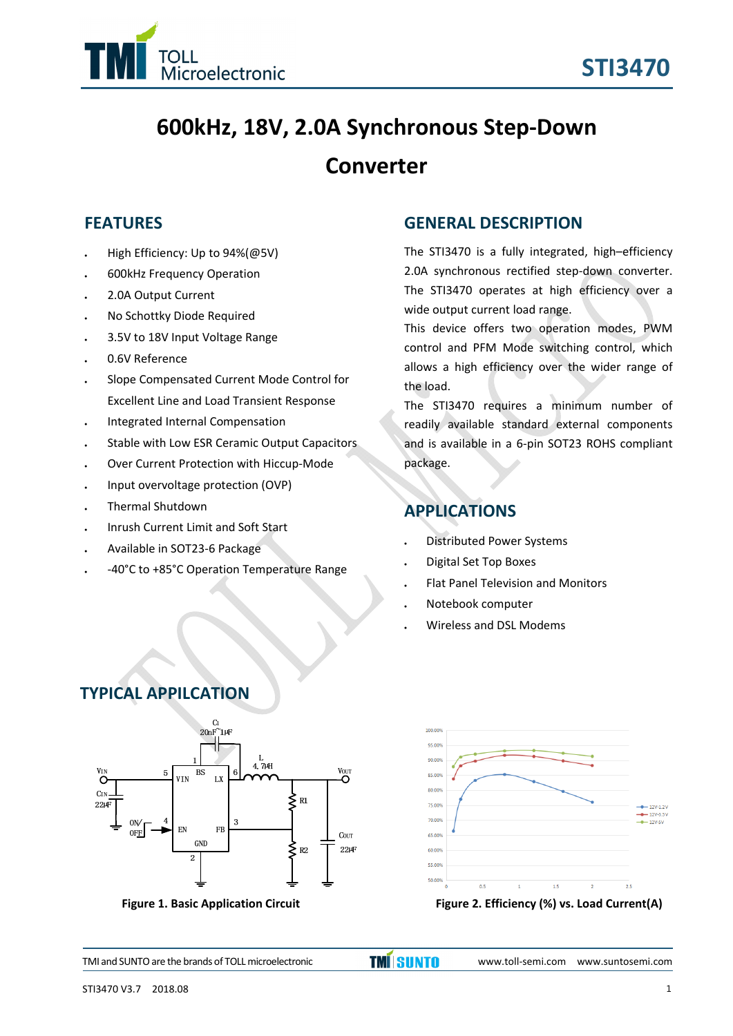# STI3470

# 600kHz, 18V, 2.0A Synchronous Step-Down Converter

## FEATURES

- High Efficiency: Up to 94%(@5V)
- 600kHz Frequency Operation
- 2.0A Output Current
- No Schottky Diode Required
- 3.5V to 18V Input Voltage Range
- 0.6V Reference
- Slope Compensated Current Mode Control for Excellent Line and Load Transient Response
- Integrated Internal Compensation
- Stable with Low ESR Ceramic Output Capacitors
- Over Current Protection with Hiccup-Mode
- Input overvoltage protection (OVP)
- Thermal Shutdown
- Inrush Current Limit and Soft Start
- Available in SOT23-6 Package
- -40°C to +85°C Operation Temperature Range

## GENERAL DESCRIPTION

The STI3470 is a fully integrated, high–efficiency 2.0A synchronous rectified step-down converter. The STI3470 operates at high efficiency over a wide output current load range.

This device offers two operation modes, PWM control and PFM Mode switching control, which allows a high efficiency over the wider range of the load.

The STI3470 requires a minimum number of readily available standard external components and is available in a 6-pin SOT23 ROHS compliant package.

## APPLICATIONS

- Distributed Power Systems
- Digital Set Top Boxes
- Flat Panel Television and Monitors
- Notebook computer
- Wireless and DSL Modems

## TYPICAL APPILCATION

Figure 1. Basic Application Circuit

Figure 2. Efficiency (%) vs. Load Current(A)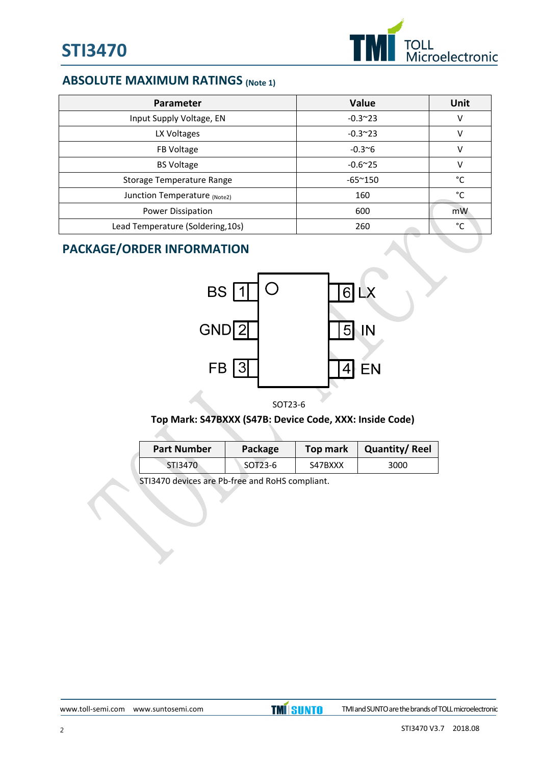## ABSOLUTE MAXIMUM RATINGS (Note 1)

| Parameter | Value | Unit |
|---|---|---|
| Input Supply Voltage, EN | -0.3~23 | V |
| LX Voltages | -0.3~23 | V |
| FB Voltage | -0.3~6 | V |
| BS Voltage | -0.6~25 | V |
| Storage Temperature Range | -65~150 | °C |
| Junction Temperature (Note2) | 160 | °C |
| Power Dissipation | 600 | mW |
| Lead Temperature (Soldering,10s) | 260 | °C |

## PACKAGE/ORDER INFORMATION

| Pin | Name | Pin | Name |
|---|---|---|---|
| 1 | BS | 6 | LX |
| 2 | GND | 5 | IN |
| 3 | FB | 4 | EN |

SOT23-6

**Top Mark: S47BXXX (S47B: Device Code, XXX: Inside Code)**

| Part Number | Package | Top mark | Quantity/ Reel |
|---|---|---|---|
| STI3470 | SOT23-6 | S47BXXX | 3000 |

STI3470 devices are Pb-free and RoHS compliant.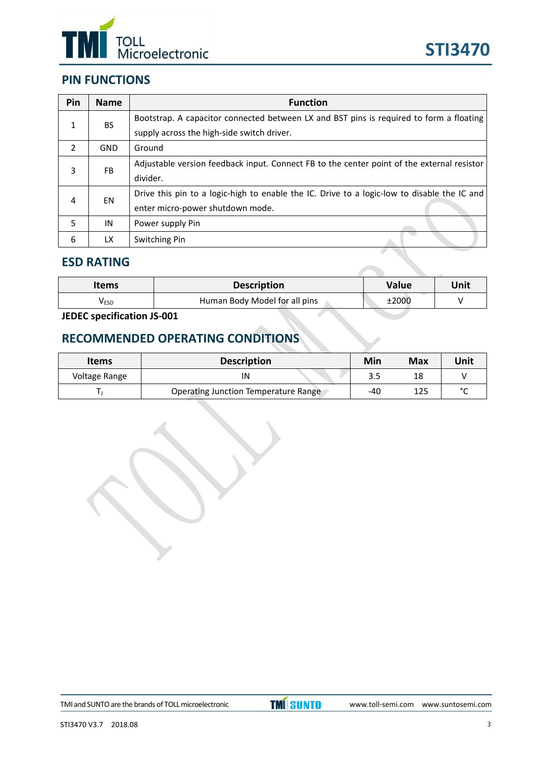## PIN FUNCTIONS

| Pin | Name | Function |
|---|---|---|
| 1 | BS | Bootstrap. A capacitor connected between LX and BST pins is required to form a floating supply across the high-side switch driver. |
| 2 | GND | Ground |
| 3 | FB | Adjustable version feedback input. Connect FB to the center point of the external resistor divider. |
| 4 | EN | Drive this pin to a logic-high to enable the IC. Drive to a logic-low to disable the IC and enter micro-power shutdown mode. |
| 5 | IN | Power supply Pin |
| 6 | LX | Switching Pin |

## ESD RATING

| Items | Description | Value | Unit |
|---|---|---|---|
| $V_{ESD}$ | Human Body Model for all pins | ±2000 | V |

**JEDEC specification JS-001**

## RECOMMENDED OPERATING CONDITIONS

| Items | Description | Min | Max | Unit |
|---|---|---|---|---|
| Voltage Range | IN | 3.5 | 18 | V |
| $T_J$ | Operating Junction Temperature Range | -40 | 125 | °C |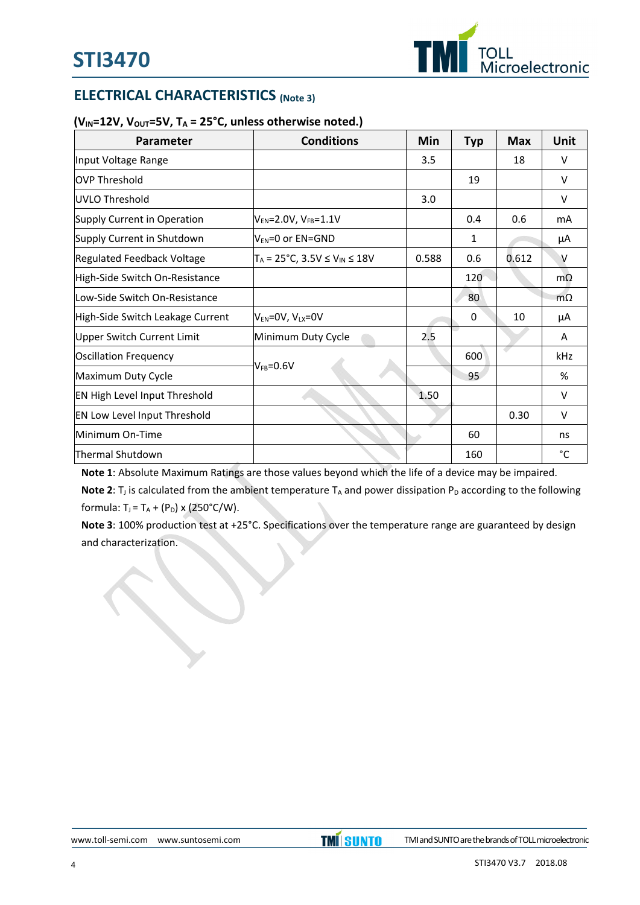## ELECTRICAL CHARACTERISTICS (Note 3)

**($V_{IN}$=12V, $V_{OUT}$=5V, $T_A$ = 25°C, unless otherwise noted.)**

| Parameter | Conditions | Min | Typ | Max | Unit |
|---|---|---|---|---|---|
| Input Voltage Range | | 3.5 | | 18 | V |
| OVP Threshold | | | 19 | | V |
| UVLO Threshold | | 3.0 | | | V |
| Supply Current in Operation | $V_{EN}$=2.0V, $V_{FB}$=1.1V | | 0.4 | 0.6 | mA |
| Supply Current in Shutdown | $V_{EN}$=0 or EN=GND | | 1 | | μA |
| Regulated Feedback Voltage | $T_A$ = 25°C, 3.5V ≤ $V_{IN}$ ≤ 18V | 0.588 | 0.6 | 0.612 | V |
| High-Side Switch On-Resistance | | | 120 | | mΩ |
| Low-Side Switch On-Resistance | | | 80 | | mΩ |
| High-Side Switch Leakage Current | $V_{EN}$=0V, $V_{LX}$=0V | | 0 | 10 | μA |
| Upper Switch Current Limit | Minimum Duty Cycle | 2.5 | | | A |
| Oscillation Frequency | $V_{FB}$=0.6V | | 600 | | kHz |
| Maximum Duty Cycle | | | 95 | | % |
| EN High Level Input Threshold | | 1.50 | | | V |
| EN Low Level Input Threshold | | | | 0.30 | V |
| Minimum On-Time | | | 60 | | ns |
| Thermal Shutdown | | | 160 | | °C |

**Note 1**: Absolute Maximum Ratings are those values beyond which the life of a device may be impaired.

**Note 2**: $T_J$ is calculated from the ambient temperature $T_A$ and power dissipation $P_D$ according to the following formula: $T_J = T_A + (P_D) \times (250°C/W)$.

**Note 3**: 100% production test at +25°C. Specifications over the temperature range are guaranteed by design and characterization.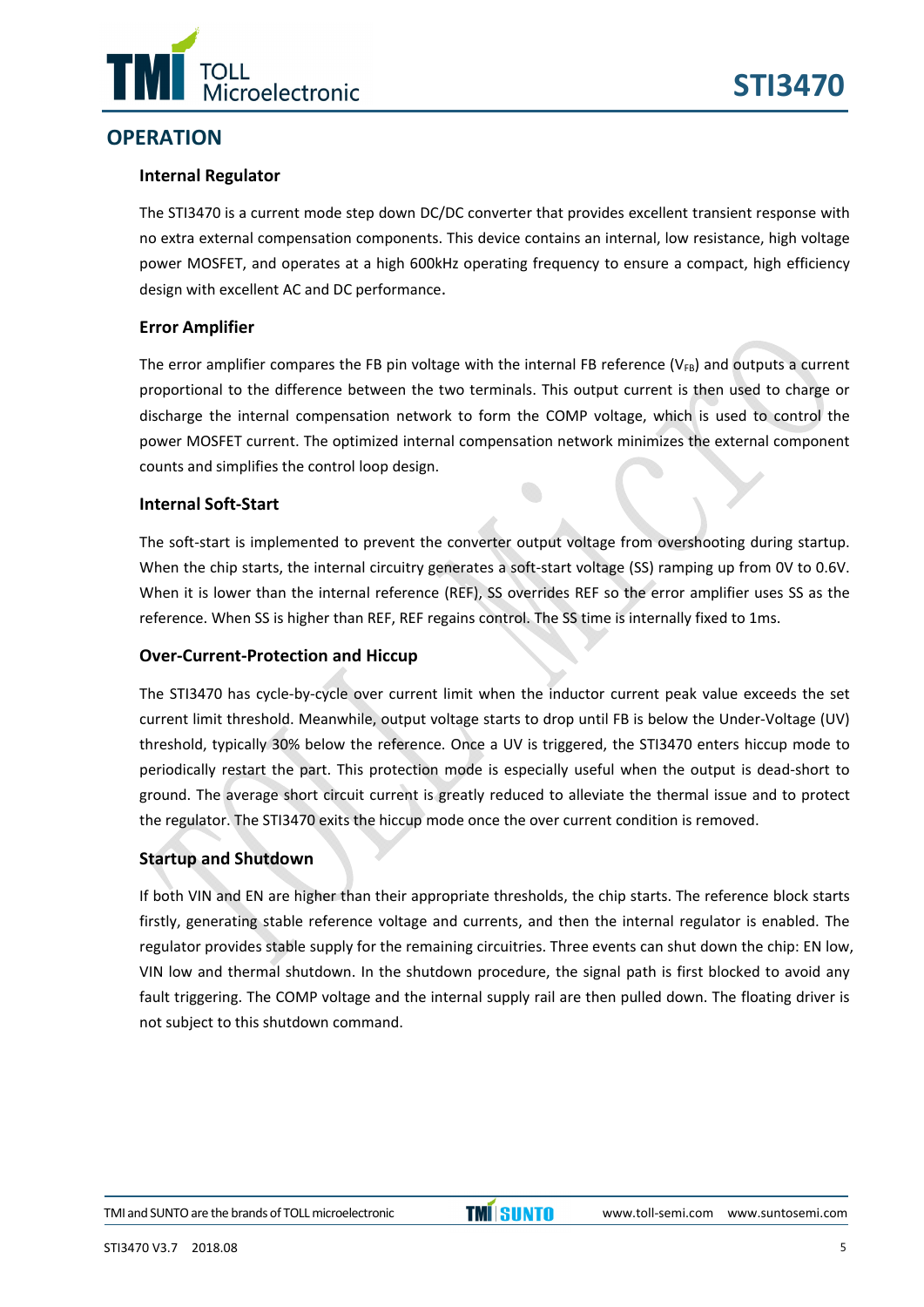## OPERATION

### Internal Regulator

The STI3470 is a current mode step down DC/DC converter that provides excellent transient response with no extra external compensation components. This device contains an internal, low resistance, high voltage power MOSFET, and operates at a high 600kHz operating frequency to ensure a compact, high efficiency design with excellent AC and DC performance.

### Error Amplifier

The error amplifier compares the FB pin voltage with the internal FB reference ($V_{FB}$) and outputs a current proportional to the difference between the two terminals. This output current is then used to charge or discharge the internal compensation network to form the COMP voltage, which is used to control the power MOSFET current. The optimized internal compensation network minimizes the external component counts and simplifies the control loop design.

### Internal Soft-Start

The soft-start is implemented to prevent the converter output voltage from overshooting during startup. When the chip starts, the internal circuitry generates a soft-start voltage (SS) ramping up from 0V to 0.6V. When it is lower than the internal reference (REF), SS overrides REF so the error amplifier uses SS as the reference. When SS is higher than REF, REF regains control. The SS time is internally fixed to 1ms.

### Over-Current-Protection and Hiccup

The STI3470 has cycle-by-cycle over current limit when the inductor current peak value exceeds the set current limit threshold. Meanwhile, output voltage starts to drop until FB is below the Under-Voltage (UV) threshold, typically 30% below the reference. Once a UV is triggered, the STI3470 enters hiccup mode to periodically restart the part. This protection mode is especially useful when the output is dead-short to ground. The average short circuit current is greatly reduced to alleviate the thermal issue and to protect the regulator. The STI3470 exits the hiccup mode once the over current condition is removed.

### Startup and Shutdown

If both VIN and EN are higher than their appropriate thresholds, the chip starts. The reference block starts firstly, generating stable reference voltage and currents, and then the internal regulator is enabled. The regulator provides stable supply for the remaining circuitries. Three events can shut down the chip: EN low, VIN low and thermal shutdown. In the shutdown procedure, the signal path is first blocked to avoid any fault triggering. The COMP voltage and the internal supply rail are then pulled down. The floating driver is not subject to this shutdown command.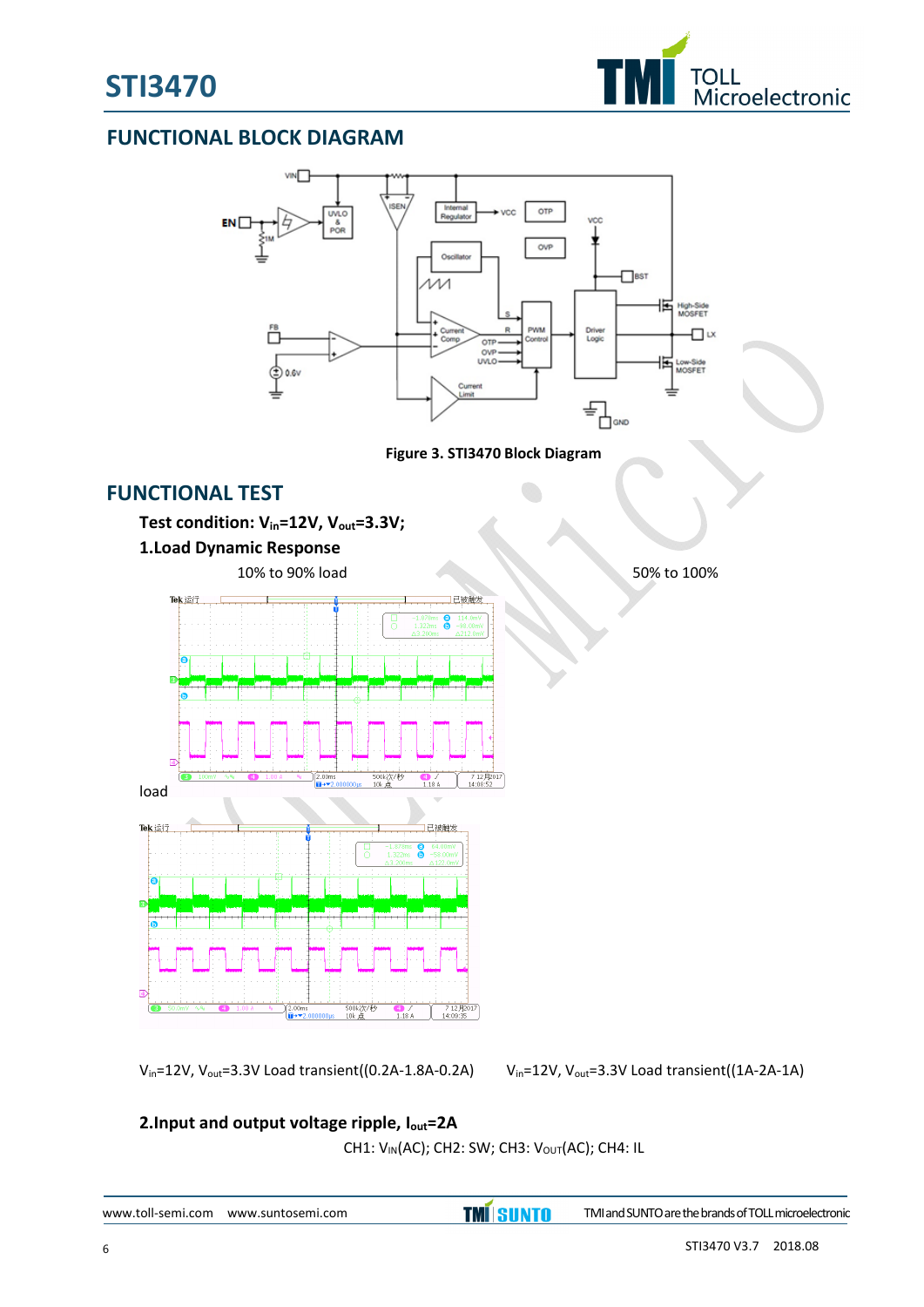## FUNCTIONAL BLOCK DIAGRAM

Figure 3. STI3470 Block Diagram

## FUNCTIONAL TEST

**Test condition: $V_{in}$=12V, $V_{out}$=3.3V;**

**1.Load Dynamic Response**

10% to 90% load

50% to 100%

load

$V_{in}$=12V, $V_{out}$=3.3V Load transient((0.2A-1.8A-0.2A)

$V_{in}$=12V, $V_{out}$=3.3V Load transient((1A-2A-1A)

**2.Input and output voltage ripple, $I_{out}$=2A**

CH1: $V_{IN}$(AC); CH2: SW; CH3: $V_{OUT}$(AC); CH4: IL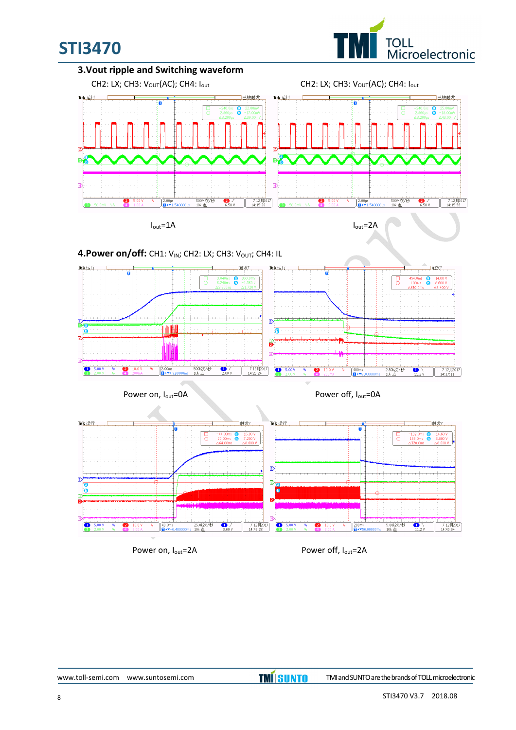### 3.Vout ripple and Switching waveform

CH2: LX; CH3: $V_{OUT}$(AC); CH4: $I_{out}$ CH2: LX; CH3: $V_{OUT}$(AC); CH4: $I_{out}$

$I_{out}$=1A $I_{out}$=2A

### 4.Power on/off: CH1: $V_{IN}$; CH2: LX; CH3: $V_{OUT}$; CH4: IL

Power on, $I_{out}$=0A Power off, $I_{out}$=0A

Power on, $I_{out}$=2A Power off, $I_{out}$=2A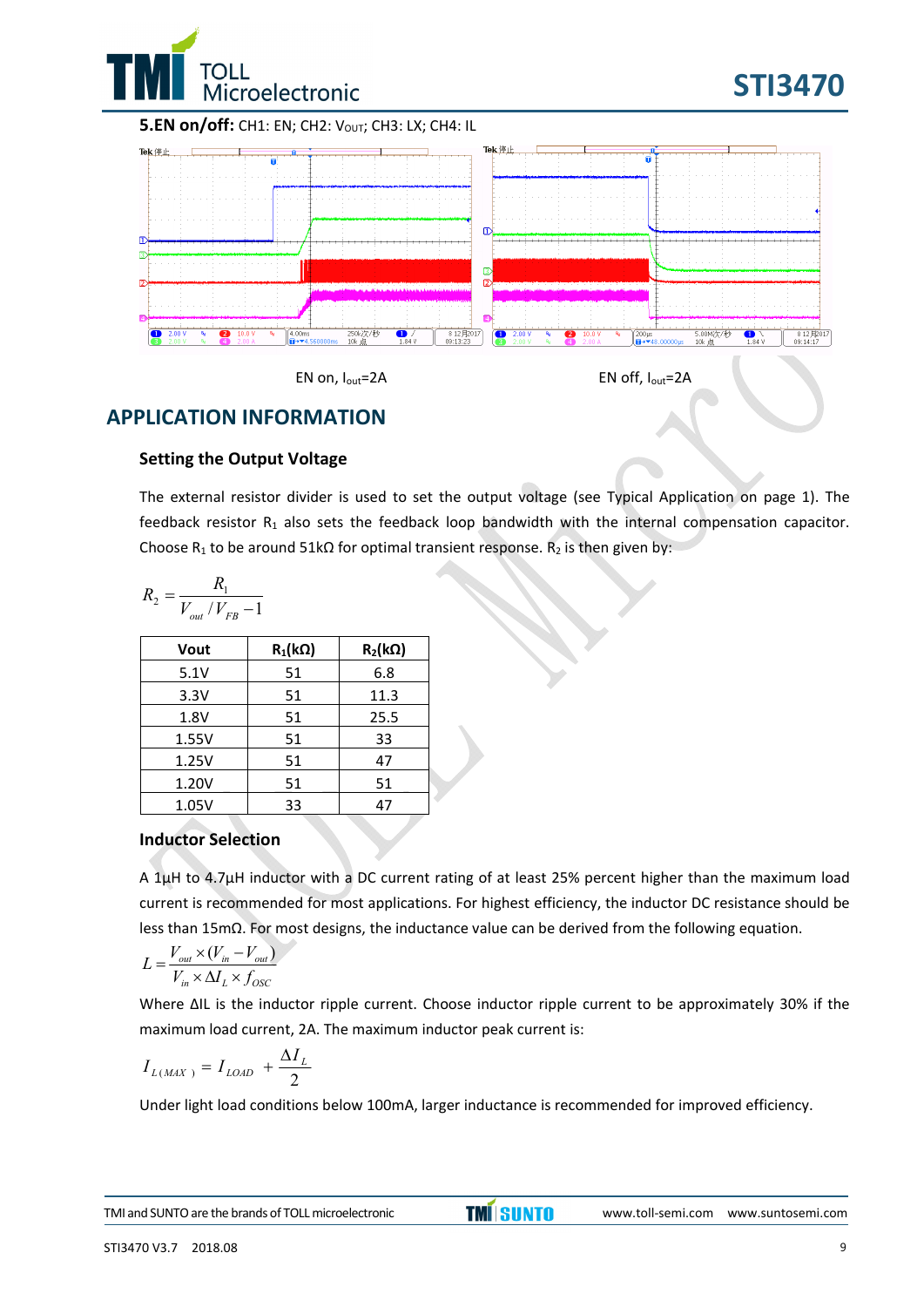**5.EN on/off:** CH1: EN; CH2: $V_{OUT}$; CH3: LX; CH4: IL

EN on, $I_{out}$=2A

EN off, $I_{out}$=2A

## APPLICATION INFORMATION

### Setting the Output Voltage

The external resistor divider is used to set the output voltage (see Typical Application on page 1). The feedback resistor $R_1$ also sets the feedback loop bandwidth with the internal compensation capacitor. Choose $R_1$ to be around 51kΩ for optimal transient response. $R_2$ is then given by:

$$R_2 = \frac{R_1}{V_{out}/V_{FB} - 1}$$

| Vout | $R_1$(kΩ) | $R_2$(kΩ) |
|---|---|---|
| 5.1V | 51 | 6.8 |
| 3.3V | 51 | 11.3 |
| 1.8V | 51 | 25.5 |
| 1.55V | 51 | 33 |
| 1.25V | 51 | 47 |
| 1.20V | 51 | 51 |
| 1.05V | 33 | 47 |

### Inductor Selection

A 1µH to 4.7µH inductor with a DC current rating of at least 25% percent higher than the maximum load current is recommended for most applications. For highest efficiency, the inductor DC resistance should be less than 15mΩ. For most designs, the inductance value can be derived from the following equation.

$$L = \frac{V_{out} \times (V_{in} - V_{out})}{V_{in} \times \Delta I_L \times f_{OSC}}$$

Where $\Delta I_L$ is the inductor ripple current. Choose inductor ripple current to be approximately 30% if the maximum load current, 2A. The maximum inductor peak current is:

$$I_{L(MAX)} = I_{LOAD} + \frac{\Delta I_L}{2}$$

Under light load conditions below 100mA, larger inductance is recommended for improved efficiency.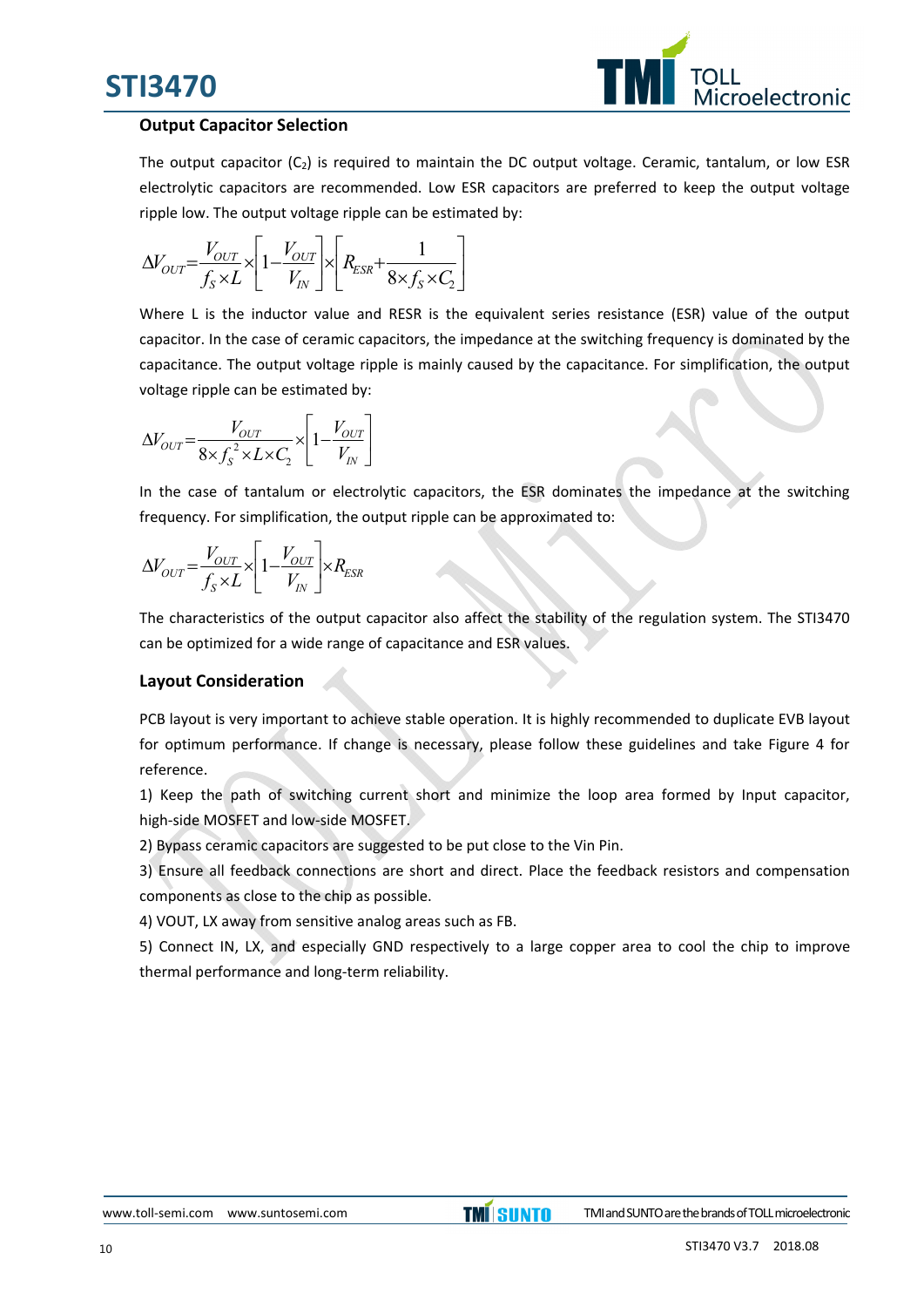### Output Capacitor Selection

The output capacitor ($C_2$) is required to maintain the DC output voltage. Ceramic, tantalum, or low ESR electrolytic capacitors are recommended. Low ESR capacitors are preferred to keep the output voltage ripple low. The output voltage ripple can be estimated by:

$$\Delta V_{OUT} = \frac{V_{OUT}}{f_S \times L} \times \left[1 - \frac{V_{OUT}}{V_{IN}}\right] \times \left[R_{ESR} + \frac{1}{8 \times f_S \times C_2}\right]$$

Where L is the inductor value and RESR is the equivalent series resistance (ESR) value of the output capacitor. In the case of ceramic capacitors, the impedance at the switching frequency is dominated by the capacitance. The output voltage ripple is mainly caused by the capacitance. For simplification, the output voltage ripple can be estimated by:

$$\Delta V_{OUT} = \frac{V_{OUT}}{8 \times f_S^2 \times L \times C_2} \times \left[1 - \frac{V_{OUT}}{V_{IN}}\right]$$

In the case of tantalum or electrolytic capacitors, the ESR dominates the impedance at the switching frequency. For simplification, the output ripple can be approximated to:

$$\Delta V_{OUT} = \frac{V_{OUT}}{f_S \times L} \times \left[1 - \frac{V_{OUT}}{V_{IN}}\right] \times R_{ESR}$$

The characteristics of the output capacitor also affect the stability of the regulation system. The STI3470 can be optimized for a wide range of capacitance and ESR values.

### Layout Consideration

PCB layout is very important to achieve stable operation. It is highly recommended to duplicate EVB layout for optimum performance. If change is necessary, please follow these guidelines and take Figure 4 for reference.

1) Keep the path of switching current short and minimize the loop area formed by Input capacitor, high-side MOSFET and low-side MOSFET.

2) Bypass ceramic capacitors are suggested to be put close to the Vin Pin.

3) Ensure all feedback connections are short and direct. Place the feedback resistors and compensation components as close to the chip as possible.

4) VOUT, LX away from sensitive analog areas such as FB.

5) Connect IN, LX, and especially GND respectively to a large copper area to cool the chip to improve thermal performance and long-term reliability.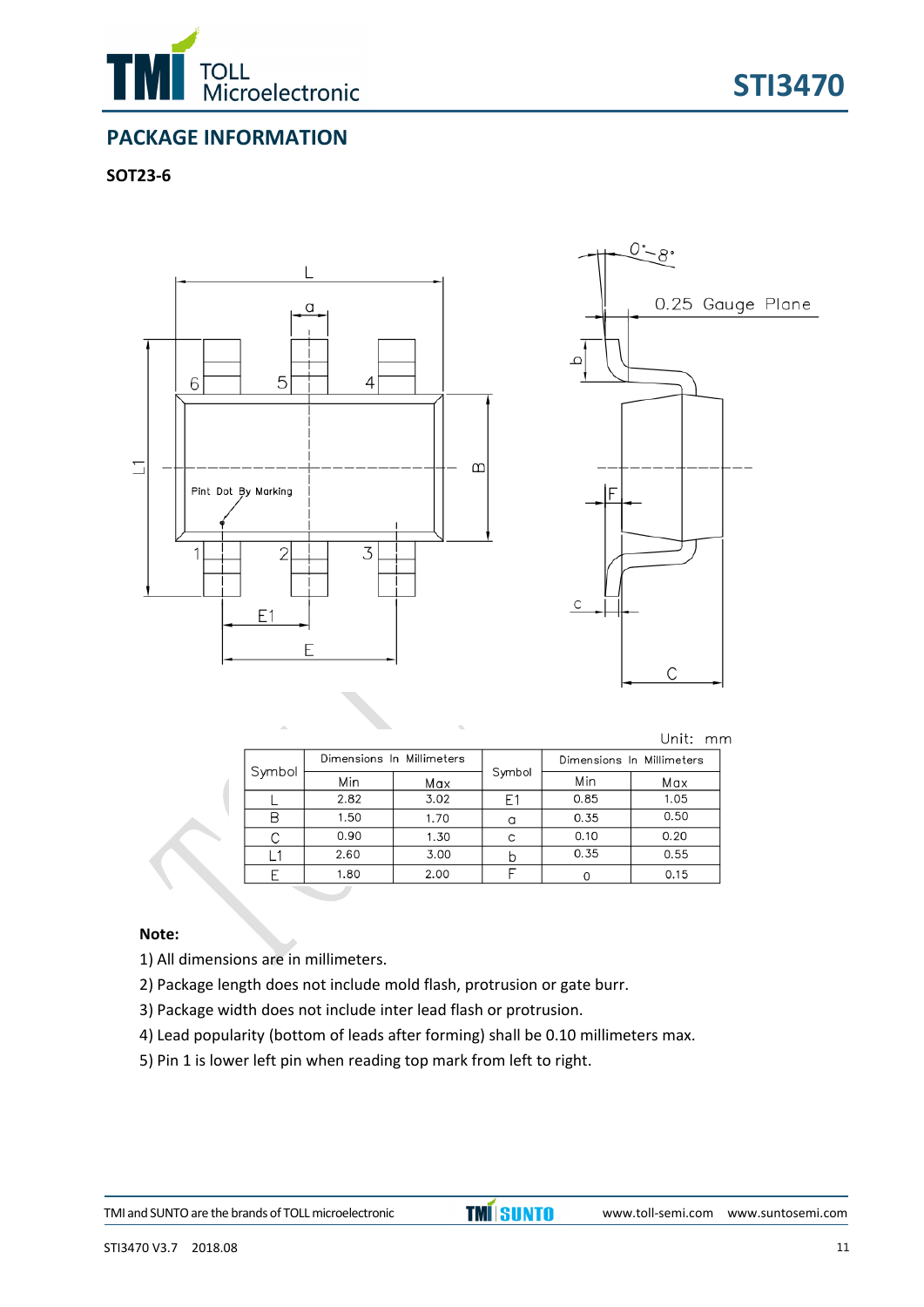## PACKAGE INFORMATION

### SOT23-6

Unit: mm

| Symbol | Dimensions In Millimeters | | Symbol | Dimensions In Millimeters | |
|---|---|---|---|---|---|
| | Min | Max | | Min | Max |
| L | 2.82 | 3.02 | E1 | 0.85 | 1.05 |
| B | 1.50 | 1.70 | a | 0.35 | 0.50 |
| C | 0.90 | 1.30 | c | 0.10 | 0.20 |
| L1 | 2.60 | 3.00 | b | 0.35 | 0.55 |
| E | 1.80 | 2.00 | F | 0 | 0.15 |

**Note:**

1) All dimensions are in millimeters.
2) Package length does not include mold flash, protrusion or gate burr.
3) Package width does not include inter lead flash or protrusion.
4) Lead popularity (bottom of leads after forming) shall be 0.10 millimeters max.
5) Pin 1 is lower left pin when reading top mark from left to right.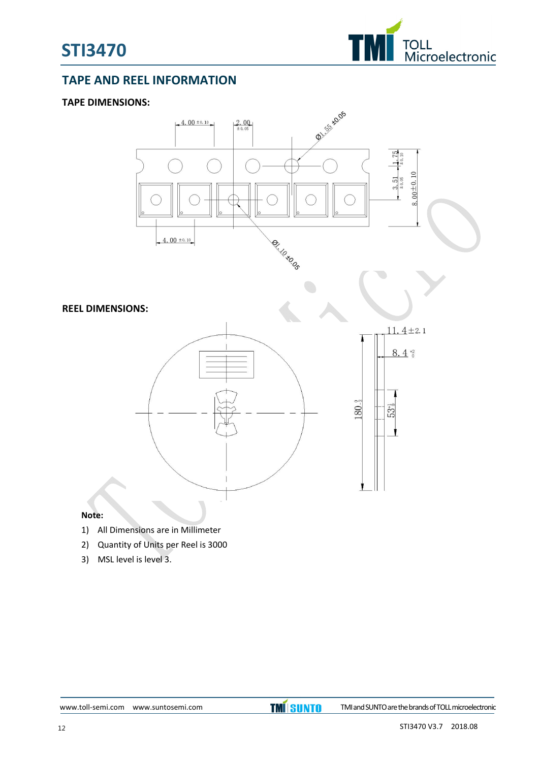## TAPE AND REEL INFORMATION

### TAPE DIMENSIONS:

4.00 ±0.10
2.00 ±0.05
Ø1.55 ±0.05
1.75 ±0.10
3.51 ±0.05
8.00±0.10
4.00 ±0.10
Ø1.10 ±0.05

### REEL DIMENSIONS:

11.4±2.1
8.4 $^{+2}_{0}$
$180^{0}_{-3}$
$53^{+1}_{0}$

**Note:**

1) All Dimensions are in Millimeter
2) Quantity of Units per Reel is 3000
3) MSL level is level 3.